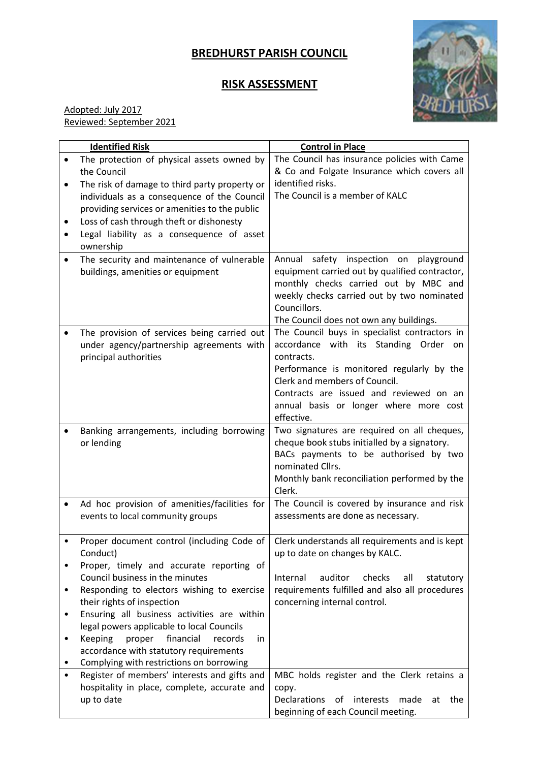# BREDHURST PARISH COUNCIL

## RISK ASSESSMENT

Adopted: July 2017
Reviewed: September 2021

| Identified Risk | Control in Place |
|---|---|
| • The protection of physical assets owned by the Council<br>• The risk of damage to third party property or individuals as a consequence of the Council providing services or amenities to the public<br>• Loss of cash through theft or dishonesty<br>• Legal liability as a consequence of asset ownership | The Council has insurance policies with Came & Co and Folgate Insurance which covers all identified risks.<br>The Council is a member of KALC |
| • The security and maintenance of vulnerable buildings, amenities or equipment | Annual safety inspection on playground equipment carried out by qualified contractor, monthly checks carried out by MBC and weekly checks carried out by two nominated Councillors.<br>The Council does not own any buildings. |
| • The provision of services being carried out under agency/partnership agreements with principal authorities | The Council buys in specialist contractors in accordance with its Standing Order on contracts.<br>Performance is monitored regularly by the Clerk and members of Council.<br>Contracts are issued and reviewed on an annual basis or longer where more cost effective. |
| • Banking arrangements, including borrowing or lending | Two signatures are required on all cheques, cheque book stubs initialled by a signatory.<br>BACs payments to be authorised by two nominated Cllrs.<br>Monthly bank reconciliation performed by the Clerk. |
| • Ad hoc provision of amenities/facilities for events to local community groups | The Council is covered by insurance and risk assessments are done as necessary. |
| • Proper document control (including Code of Conduct)<br>• Proper, timely and accurate reporting of Council business in the minutes<br>• Responding to electors wishing to exercise their rights of inspection<br>• Ensuring all business activities are within legal powers applicable to local Councils<br>• Keeping proper financial records in accordance with statutory requirements<br>• Complying with restrictions on borrowing | Clerk understands all requirements and is kept up to date on changes by KALC.<br><br>Internal auditor checks all statutory requirements fulfilled and also all procedures concerning internal control. |
| • Register of members' interests and gifts and hospitality in place, complete, accurate and up to date | MBC holds register and the Clerk retains a copy.<br>Declarations of interests made at the beginning of each Council meeting. |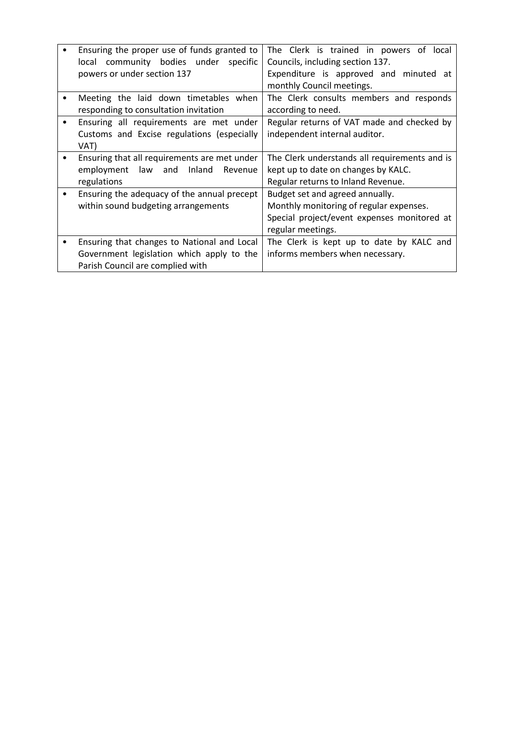| | |
|---|---|
| • Ensuring the proper use of funds granted to local community bodies under specific powers or under section 137 | The Clerk is trained in powers of local Councils, including section 137.<br>Expenditure is approved and minuted at monthly Council meetings. |
| • Meeting the laid down timetables when responding to consultation invitation | The Clerk consults members and responds according to need. |
| • Ensuring all requirements are met under Customs and Excise regulations (especially VAT) | Regular returns of VAT made and checked by independent internal auditor. |
| • Ensuring that all requirements are met under employment law and Inland Revenue regulations | The Clerk understands all requirements and is kept up to date on changes by KALC.<br>Regular returns to Inland Revenue. |
| • Ensuring the adequacy of the annual precept within sound budgeting arrangements | Budget set and agreed annually.<br>Monthly monitoring of regular expenses.<br>Special project/event expenses monitored at regular meetings. |
| • Ensuring that changes to National and Local Government legislation which apply to the Parish Council are complied with | The Clerk is kept up to date by KALC and informs members when necessary. |